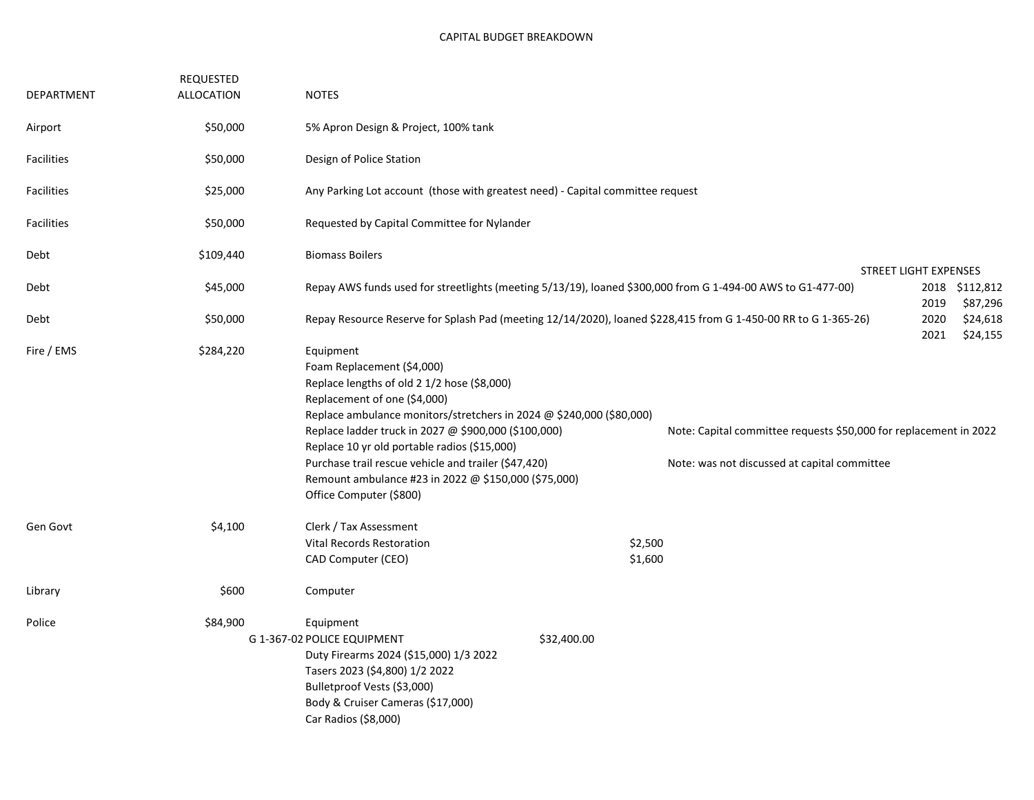# CAPITAL BUDGET BREAKDOWN

| DEPARTMENT | REQUESTED ALLOCATION | NOTES | | |
|---|---|---|---|---|
| Airport | $50,000 | 5% Apron Design & Project, 100% tank | | |
| Facilities | $50,000 | Design of Police Station | | |
| Facilities | $25,000 | Any Parking Lot account (those with greatest need) - Capital committee request | | |
| Facilities | $50,000 | Requested by Capital Committee for Nylander | | |
| Debt | $109,440 | Biomass Boilers | | |
| Debt | $45,000 | Repay AWS funds used for streetlights (meeting 5/13/19), loaned $300,000 from G 1-494-00 AWS to G1-477-00) | | |
| Debt | $50,000 | Repay Resource Reserve for Splash Pad (meeting 12/14/2020), loaned $228,415 from G 1-450-00 RR to G 1-365-26) | | |
| Fire / EMS | $284,220 | Equipment | | |
| | | Foam Replacement ($4,000) | | |
| | | Replace lengths of old 2 1/2 hose ($8,000) | | |
| | | Replacement of one ($4,000) | | |
| | | Replace ambulance monitors/stretchers in 2024 @ $240,000 ($80,000) | | |
| | | Replace ladder truck in 2027 @ $900,000 ($100,000) | | Note: Capital committee requests $50,000 for replacement in 2022 |
| | | Replace 10 yr old portable radios ($15,000) | | |
| | | Purchase trail rescue vehicle and trailer ($47,420) | | Note: was not discussed at capital committee |
| | | Remount ambulance #23 in 2022 @ $150,000 ($75,000) | | |
| | | Office Computer ($800) | | |
| Gen Govt | $4,100 | Clerk / Tax Assessment | | |
| | | Vital Records Restoration | $2,500 | |
| | | CAD Computer (CEO) | $1,600 | |
| Library | $600 | Computer | | |
| Police | $84,900 | Equipment | | |
| | G 1-367-02 | POLICE EQUIPMENT | $32,400.00 | |
| | | Duty Firearms 2024 ($15,000) 1/3 2022 | | |
| | | Tasers 2023 ($4,800) 1/2 2022 | | |
| | | Bulletproof Vests ($3,000) | | |
| | | Body & Cruiser Cameras ($17,000) | | |
| | | Car Radios ($8,000) | | |

| STREET LIGHT EXPENSES | |
|---|---|
| 2018 | $112,812 |
| 2019 | $87,296 |
| 2020 | $24,618 |
| 2021 | $24,155 |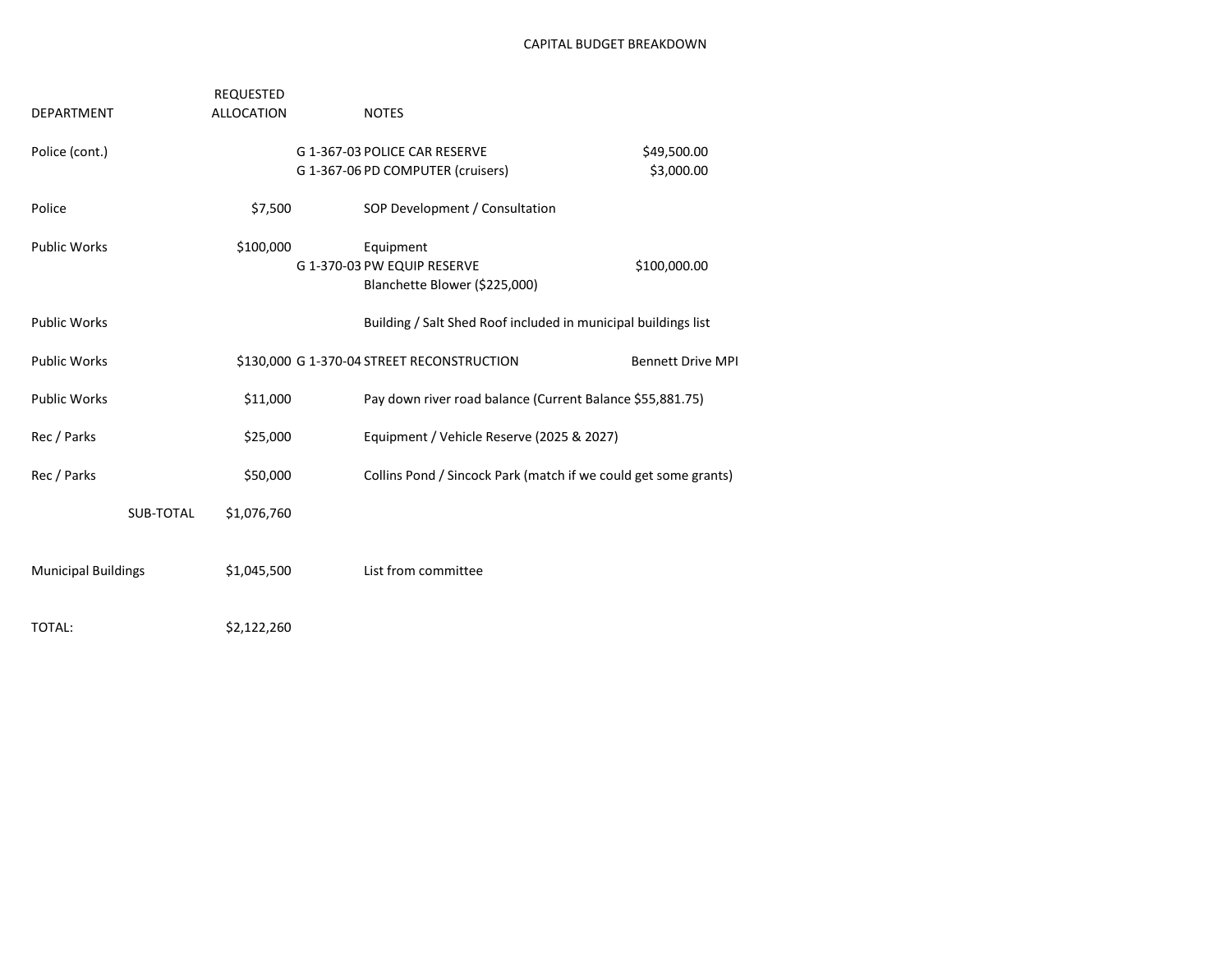# CAPITAL BUDGET BREAKDOWN

| DEPARTMENT | REQUESTED ALLOCATION | | NOTES | |
|---|---|---|---|---|
| Police (cont.) | | G 1-367-03 | POLICE CAR RESERVE | $49,500.00 |
| | | G 1-367-06 | PD COMPUTER (cruisers) | $3,000.00 |
| Police | $7,500 | | SOP Development / Consultation | |
| Public Works | $100,000 | | Equipment | |
| | | G 1-370-03 | PW EQUIP RESERVE | $100,000.00 |
| | | | Blanchette Blower ($225,000) | |
| Public Works | | | Building / Salt Shed Roof included in municipal buildings list | |
| Public Works | $130,000 | G 1-370-04 | STREET RECONSTRUCTION | Bennett Drive MPI |
| Public Works | $11,000 | | Pay down river road balance (Current Balance $55,881.75) | |
| Rec / Parks | $25,000 | | Equipment / Vehicle Reserve (2025 & 2027) | |
| Rec / Parks | $50,000 | | Collins Pond / Sincock Park (match if we could get some grants) | |
| SUB-TOTAL | $1,076,760 | | | |
| Municipal Buildings | $1,045,500 | | List from committee | |
| TOTAL: | $2,122,260 | | | |